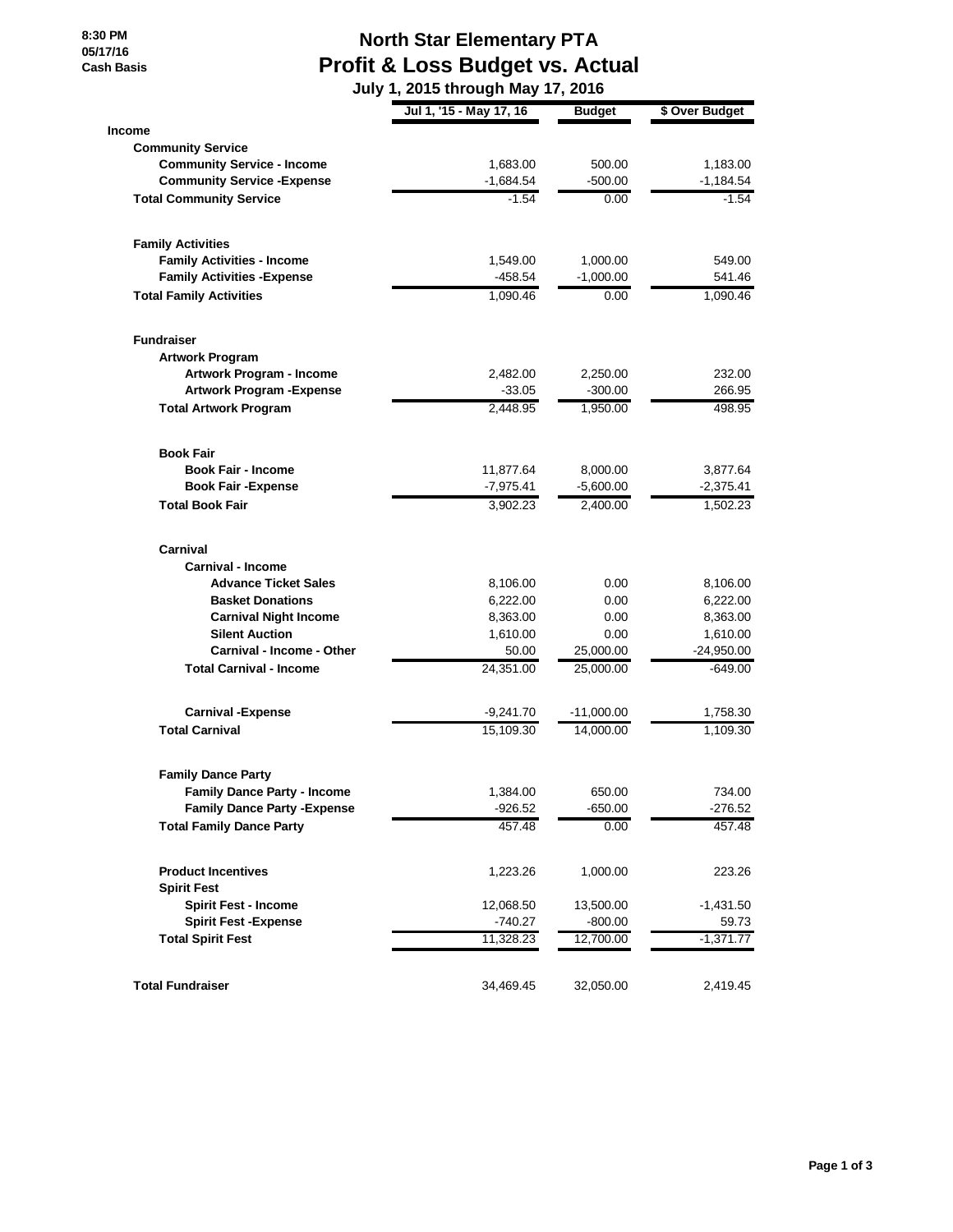8:30 PM
05/17/16
Cash Basis

# North Star Elementary PTA
## Profit & Loss Budget vs. Actual
### July 1, 2015 through May 17, 2016

| | Jul 1, '15 - May 17, 16 | Budget | $ Over Budget |
|---|---|---|---|
| **Income** | | | |
| **Community Service** | | | |
| **Community Service - Income** | 1,683.00 | 500.00 | 1,183.00 |
| **Community Service -Expense** | -1,684.54 | -500.00 | -1,184.54 |
| **Total Community Service** | -1.54 | 0.00 | -1.54 |
| **Family Activities** | | | |
| **Family Activities - Income** | 1,549.00 | 1,000.00 | 549.00 |
| **Family Activities -Expense** | -458.54 | -1,000.00 | 541.46 |
| **Total Family Activities** | 1,090.46 | 0.00 | 1,090.46 |
| **Fundraiser** | | | |
| **Artwork Program** | | | |
| **Artwork Program - Income** | 2,482.00 | 2,250.00 | 232.00 |
| **Artwork Program -Expense** | -33.05 | -300.00 | 266.95 |
| **Total Artwork Program** | 2,448.95 | 1,950.00 | 498.95 |
| **Book Fair** | | | |
| **Book Fair - Income** | 11,877.64 | 8,000.00 | 3,877.64 |
| **Book Fair -Expense** | -7,975.41 | -5,600.00 | -2,375.41 |
| **Total Book Fair** | 3,902.23 | 2,400.00 | 1,502.23 |
| **Carnival** | | | |
| **Carnival - Income** | | | |
| **Advance Ticket Sales** | 8,106.00 | 0.00 | 8,106.00 |
| **Basket Donations** | 6,222.00 | 0.00 | 6,222.00 |
| **Carnival Night Income** | 8,363.00 | 0.00 | 8,363.00 |
| **Silent Auction** | 1,610.00 | 0.00 | 1,610.00 |
| **Carnival - Income - Other** | 50.00 | 25,000.00 | -24,950.00 |
| **Total Carnival - Income** | 24,351.00 | 25,000.00 | -649.00 |
| **Carnival -Expense** | -9,241.70 | -11,000.00 | 1,758.30 |
| **Total Carnival** | 15,109.30 | 14,000.00 | 1,109.30 |
| **Family Dance Party** | | | |
| **Family Dance Party - Income** | 1,384.00 | 650.00 | 734.00 |
| **Family Dance Party -Expense** | -926.52 | -650.00 | -276.52 |
| **Total Family Dance Party** | 457.48 | 0.00 | 457.48 |
| **Product Incentives** | 1,223.26 | 1,000.00 | 223.26 |
| **Spirit Fest** | | | |
| **Spirit Fest - Income** | 12,068.50 | 13,500.00 | -1,431.50 |
| **Spirit Fest -Expense** | -740.27 | -800.00 | 59.73 |
| **Total Spirit Fest** | 11,328.23 | 12,700.00 | -1,371.77 |
| **Total Fundraiser** | 34,469.45 | 32,050.00 | 2,419.45 |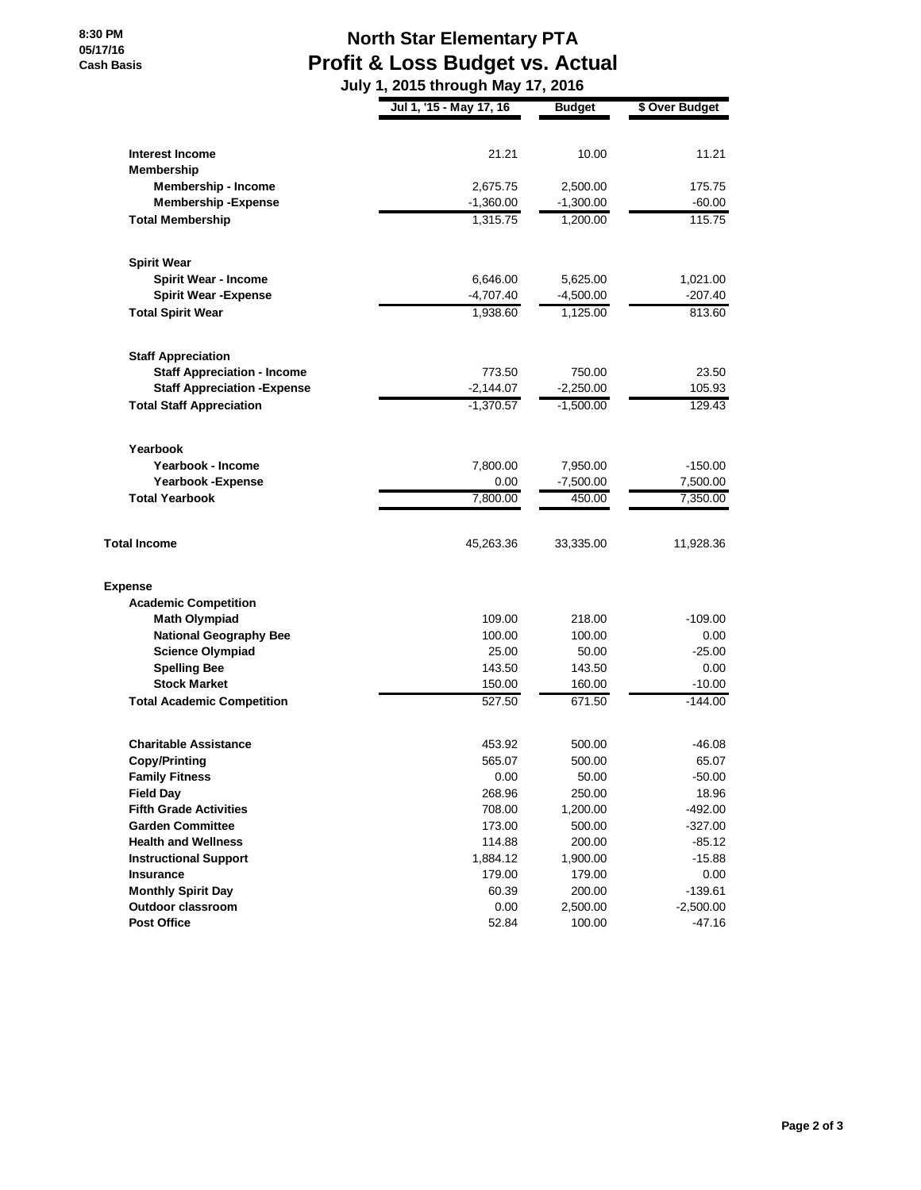8:30 PM
05/17/16
Cash Basis

# North Star Elementary PTA
## Profit & Loss Budget vs. Actual
### July 1, 2015 through May 17, 2016

| | Jul 1, '15 - May 17, 16 | Budget | $ Over Budget |
|---|---|---|---|
| **Interest Income** | 21.21 | 10.00 | 11.21 |
| **Membership** | | | |
| **Membership - Income** | 2,675.75 | 2,500.00 | 175.75 |
| **Membership -Expense** | -1,360.00 | -1,300.00 | -60.00 |
| **Total Membership** | 1,315.75 | 1,200.00 | 115.75 |
| **Spirit Wear** | | | |
| **Spirit Wear - Income** | 6,646.00 | 5,625.00 | 1,021.00 |
| **Spirit Wear -Expense** | -4,707.40 | -4,500.00 | -207.40 |
| **Total Spirit Wear** | 1,938.60 | 1,125.00 | 813.60 |
| **Staff Appreciation** | | | |
| **Staff Appreciation - Income** | 773.50 | 750.00 | 23.50 |
| **Staff Appreciation -Expense** | -2,144.07 | -2,250.00 | 105.93 |
| **Total Staff Appreciation** | -1,370.57 | -1,500.00 | 129.43 |
| **Yearbook** | | | |
| **Yearbook - Income** | 7,800.00 | 7,950.00 | -150.00 |
| **Yearbook -Expense** | 0.00 | -7,500.00 | 7,500.00 |
| **Total Yearbook** | 7,800.00 | 450.00 | 7,350.00 |
| **Total Income** | 45,263.36 | 33,335.00 | 11,928.36 |
| **Expense** | | | |
| **Academic Competition** | | | |
| **Math Olympiad** | 109.00 | 218.00 | -109.00 |
| **National Geography Bee** | 100.00 | 100.00 | 0.00 |
| **Science Olympiad** | 25.00 | 50.00 | -25.00 |
| **Spelling Bee** | 143.50 | 143.50 | 0.00 |
| **Stock Market** | 150.00 | 160.00 | -10.00 |
| **Total Academic Competition** | 527.50 | 671.50 | -144.00 |
| **Charitable Assistance** | 453.92 | 500.00 | -46.08 |
| **Copy/Printing** | 565.07 | 500.00 | 65.07 |
| **Family Fitness** | 0.00 | 50.00 | -50.00 |
| **Field Day** | 268.96 | 250.00 | 18.96 |
| **Fifth Grade Activities** | 708.00 | 1,200.00 | -492.00 |
| **Garden Committee** | 173.00 | 500.00 | -327.00 |
| **Health and Wellness** | 114.88 | 200.00 | -85.12 |
| **Instructional Support** | 1,884.12 | 1,900.00 | -15.88 |
| **Insurance** | 179.00 | 179.00 | 0.00 |
| **Monthly Spirit Day** | 60.39 | 200.00 | -139.61 |
| **Outdoor classroom** | 0.00 | 2,500.00 | -2,500.00 |
| **Post Office** | 52.84 | 100.00 | -47.16 |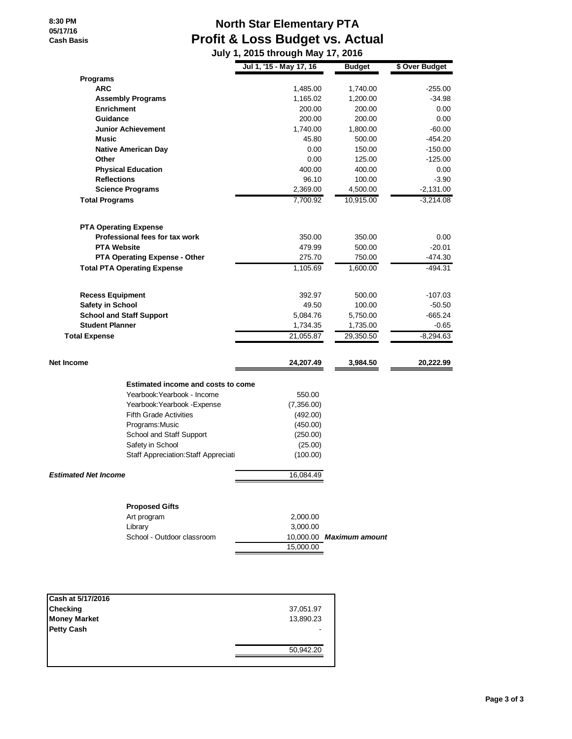8:30 PM
05/17/16
Cash Basis

# North Star Elementary PTA
## Profit & Loss Budget vs. Actual
### July 1, 2015 through May 17, 2016

| | Jul 1, '15 - May 17, 16 | Budget | $ Over Budget |
|---|---|---|---|
| **Programs** | | | |
| **ARC** | 1,485.00 | 1,740.00 | -255.00 |
| **Assembly Programs** | 1,165.02 | 1,200.00 | -34.98 |
| **Enrichment** | 200.00 | 200.00 | 0.00 |
| **Guidance** | 200.00 | 200.00 | 0.00 |
| **Junior Achievement** | 1,740.00 | 1,800.00 | -60.00 |
| **Music** | 45.80 | 500.00 | -454.20 |
| **Native American Day** | 0.00 | 150.00 | -150.00 |
| **Other** | 0.00 | 125.00 | -125.00 |
| **Physical Education** | 400.00 | 400.00 | 0.00 |
| **Reflections** | 96.10 | 100.00 | -3.90 |
| **Science Programs** | 2,369.00 | 4,500.00 | -2,131.00 |
| **Total Programs** | 7,700.92 | 10,915.00 | -3,214.08 |
| **PTA Operating Expense** | | | |
| **Professional fees for tax work** | 350.00 | 350.00 | 0.00 |
| **PTA Website** | 479.99 | 500.00 | -20.01 |
| **PTA Operating Expense - Other** | 275.70 | 750.00 | -474.30 |
| **Total PTA Operating Expense** | 1,105.69 | 1,600.00 | -494.31 |
| **Recess Equipment** | 392.97 | 500.00 | -107.03 |
| **Safety in School** | 49.50 | 100.00 | -50.50 |
| **School and Staff Support** | 5,084.76 | 5,750.00 | -665.24 |
| **Student Planner** | 1,734.35 | 1,735.00 | -0.65 |
| **Total Expense** | 21,055.87 | 29,350.50 | -8,294.63 |
| **Net Income** | **24,207.49** | **3,984.50** | **20,222.99** |

| **Estimated income and costs to come** | |
|---|---|
| Yearbook:Yearbook - Income | 550.00 |
| Yearbook:Yearbook -Expense | (7,356.00) |
| Fifth Grade Activities | (492.00) |
| Programs:Music | (450.00) |
| School and Staff Support | (250.00) |
| Safety in School | (25.00) |
| Staff Appreciation:Staff Appreciati | (100.00) |
| ***Estimated Net Income*** | 16,084.49 |

| **Proposed Gifts** | | |
|---|---|---|
| Art program | 2,000.00 | |
| Library | 3,000.00 | |
| School - Outdoor classroom | 10,000.00 | ***Maximum amount*** |
| | 15,000.00 | |

| **Cash at 5/17/2016** | |
|---|---|
| **Checking** | 37,051.97 |
| **Money Market** | 13,890.23 |
| **Petty Cash** | - |
| | 50,942.20 |